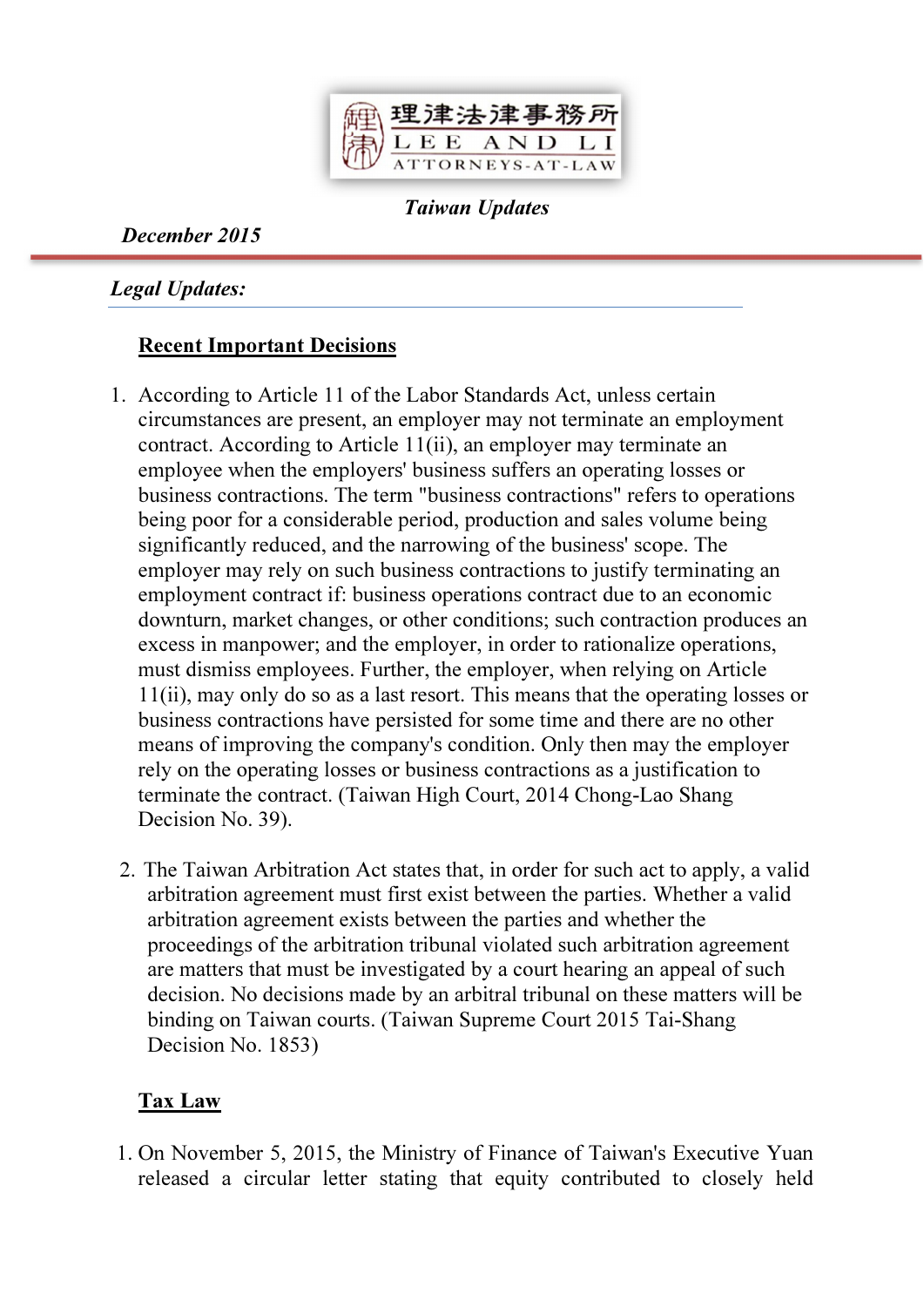理律法律事務所
LEE AND LI
ATTORNEYS-AT-LAW

*Taiwan Updates*

*December 2015*

## *Legal Updates:*

### Recent Important Decisions

1. According to Article 11 of the Labor Standards Act, unless certain circumstances are present, an employer may not terminate an employment contract. According to Article 11(ii), an employer may terminate an employee when the employers' business suffers an operating losses or business contractions. The term "business contractions" refers to operations being poor for a considerable period, production and sales volume being significantly reduced, and the narrowing of the business' scope. The employer may rely on such business contractions to justify terminating an employment contract if: business operations contract due to an economic downturn, market changes, or other conditions; such contraction produces an excess in manpower; and the employer, in order to rationalize operations, must dismiss employees. Further, the employer, when relying on Article 11(ii), may only do so as a last resort. This means that the operating losses or business contractions have persisted for some time and there are no other means of improving the company's condition. Only then may the employer rely on the operating losses or business contractions as a justification to terminate the contract. (Taiwan High Court, 2014 Chong-Lao Shang Decision No. 39).

2. The Taiwan Arbitration Act states that, in order for such act to apply, a valid arbitration agreement must first exist between the parties. Whether a valid arbitration agreement exists between the parties and whether the proceedings of the arbitration tribunal violated such arbitration agreement are matters that must be investigated by a court hearing an appeal of such decision. No decisions made by an arbitral tribunal on these matters will be binding on Taiwan courts. (Taiwan Supreme Court 2015 Tai-Shang Decision No. 1853)

### Tax Law

1. On November 5, 2015, the Ministry of Finance of Taiwan's Executive Yuan released a circular letter stating that equity contributed to closely held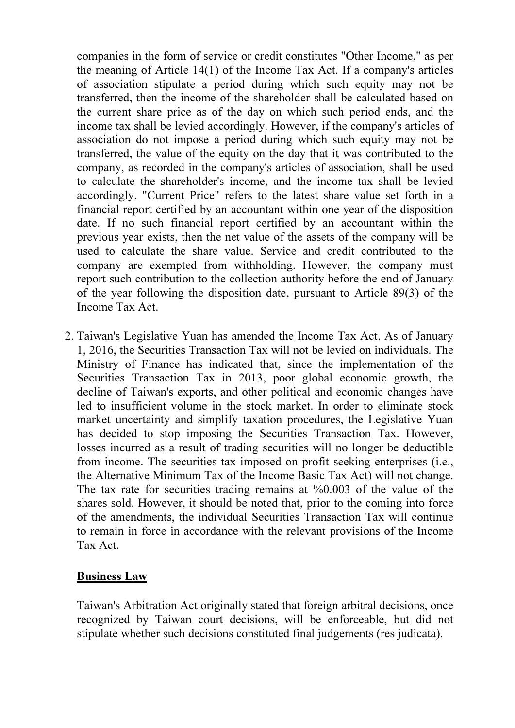companies in the form of service or credit constitutes "Other Income," as per the meaning of Article 14(1) of the Income Tax Act. If a company's articles of association stipulate a period during which such equity may not be transferred, then the income of the shareholder shall be calculated based on the current share price as of the day on which such period ends, and the income tax shall be levied accordingly. However, if the company's articles of association do not impose a period during which such equity may not be transferred, the value of the equity on the day that it was contributed to the company, as recorded in the company's articles of association, shall be used to calculate the shareholder's income, and the income tax shall be levied accordingly. "Current Price" refers to the latest share value set forth in a financial report certified by an accountant within one year of the disposition date. If no such financial report certified by an accountant within the previous year exists, then the net value of the assets of the company will be used to calculate the share value. Service and credit contributed to the company are exempted from withholding. However, the company must report such contribution to the collection authority before the end of January of the year following the disposition date, pursuant to Article 89(3) of the Income Tax Act.

2. Taiwan's Legislative Yuan has amended the Income Tax Act. As of January 1, 2016, the Securities Transaction Tax will not be levied on individuals. The Ministry of Finance has indicated that, since the implementation of the Securities Transaction Tax in 2013, poor global economic growth, the decline of Taiwan's exports, and other political and economic changes have led to insufficient volume in the stock market. In order to eliminate stock market uncertainty and simplify taxation procedures, the Legislative Yuan has decided to stop imposing the Securities Transaction Tax. However, losses incurred as a result of trading securities will no longer be deductible from income. The securities tax imposed on profit seeking enterprises (i.e., the Alternative Minimum Tax of the Income Basic Tax Act) will not change. The tax rate for securities trading remains at %0.003 of the value of the shares sold. However, it should be noted that, prior to the coming into force of the amendments, the individual Securities Transaction Tax will continue to remain in force in accordance with the relevant provisions of the Income Tax Act.

## Business Law

Taiwan's Arbitration Act originally stated that foreign arbitral decisions, once recognized by Taiwan court decisions, will be enforceable, but did not stipulate whether such decisions constituted final judgements (res judicata).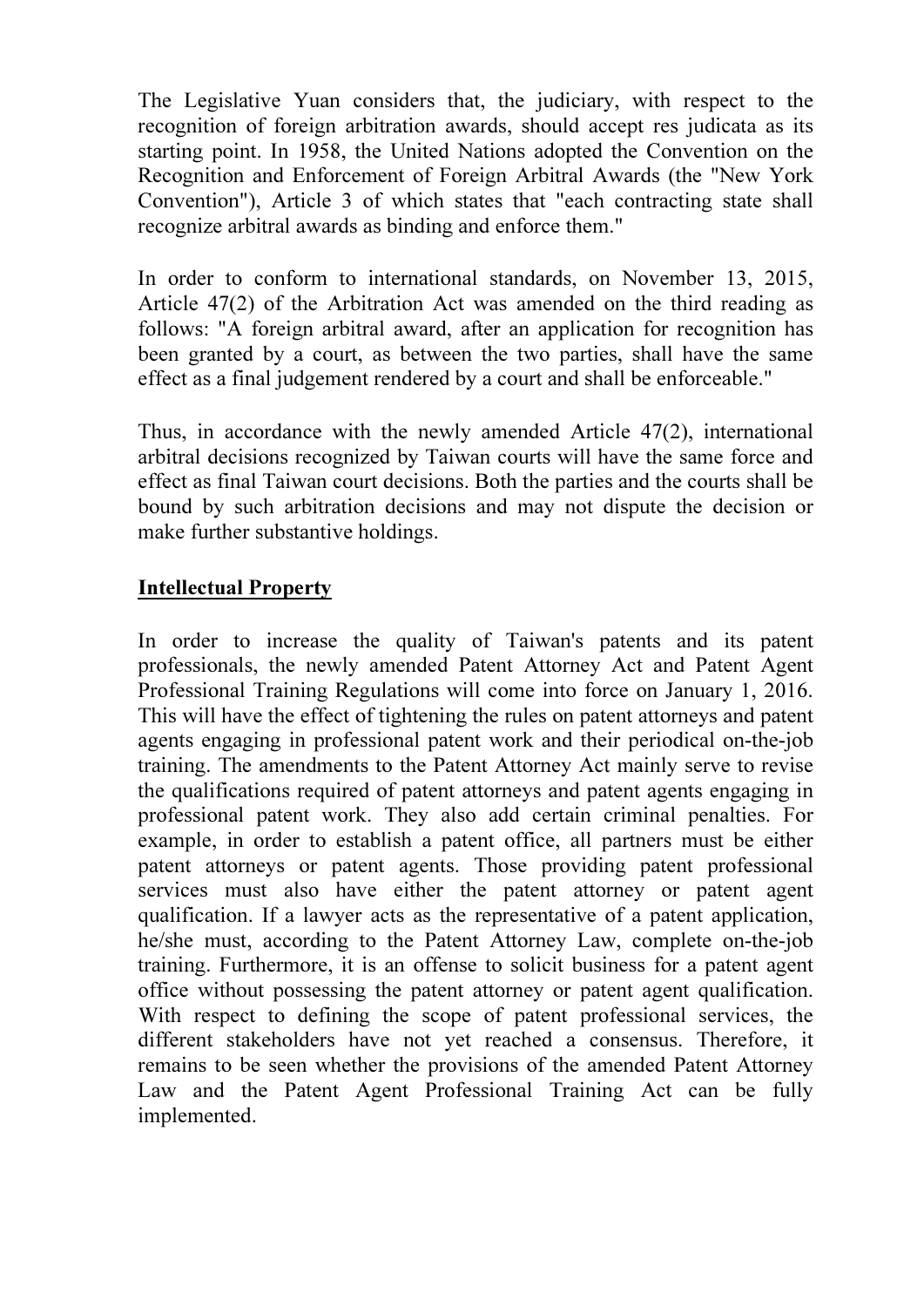The Legislative Yuan considers that, the judiciary, with respect to the recognition of foreign arbitration awards, should accept res judicata as its starting point. In 1958, the United Nations adopted the Convention on the Recognition and Enforcement of Foreign Arbitral Awards (the "New York Convention"), Article 3 of which states that "each contracting state shall recognize arbitral awards as binding and enforce them."

In order to conform to international standards, on November 13, 2015, Article 47(2) of the Arbitration Act was amended on the third reading as follows: "A foreign arbitral award, after an application for recognition has been granted by a court, as between the two parties, shall have the same effect as a final judgement rendered by a court and shall be enforceable."

Thus, in accordance with the newly amended Article 47(2), international arbitral decisions recognized by Taiwan courts will have the same force and effect as final Taiwan court decisions. Both the parties and the courts shall be bound by such arbitration decisions and may not dispute the decision or make further substantive holdings.

## Intellectual Property

In order to increase the quality of Taiwan's patents and its patent professionals, the newly amended Patent Attorney Act and Patent Agent Professional Training Regulations will come into force on January 1, 2016. This will have the effect of tightening the rules on patent attorneys and patent agents engaging in professional patent work and their periodical on-the-job training. The amendments to the Patent Attorney Act mainly serve to revise the qualifications required of patent attorneys and patent agents engaging in professional patent work. They also add certain criminal penalties. For example, in order to establish a patent office, all partners must be either patent attorneys or patent agents. Those providing patent professional services must also have either the patent attorney or patent agent qualification. If a lawyer acts as the representative of a patent application, he/she must, according to the Patent Attorney Law, complete on-the-job training. Furthermore, it is an offense to solicit business for a patent agent office without possessing the patent attorney or patent agent qualification. With respect to defining the scope of patent professional services, the different stakeholders have not yet reached a consensus. Therefore, it remains to be seen whether the provisions of the amended Patent Attorney Law and the Patent Agent Professional Training Act can be fully implemented.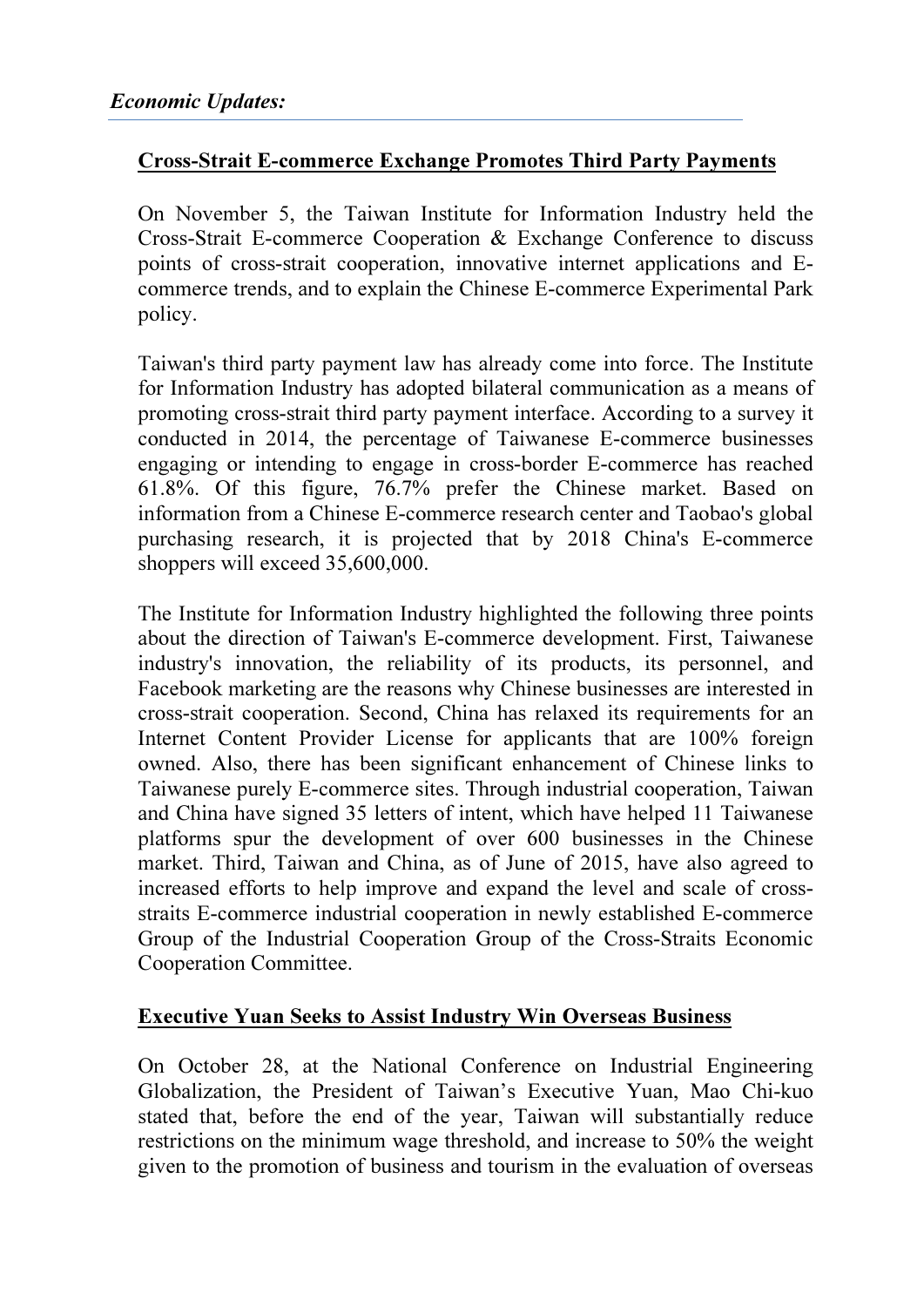*Economic Updates:*

## Cross-Strait E-commerce Exchange Promotes Third Party Payments

On November 5, the Taiwan Institute for Information Industry held the Cross-Strait E-commerce Cooperation & Exchange Conference to discuss points of cross-strait cooperation, innovative internet applications and E-commerce trends, and to explain the Chinese E-commerce Experimental Park policy.

Taiwan's third party payment law has already come into force. The Institute for Information Industry has adopted bilateral communication as a means of promoting cross-strait third party payment interface. According to a survey it conducted in 2014, the percentage of Taiwanese E-commerce businesses engaging or intending to engage in cross-border E-commerce has reached 61.8%. Of this figure, 76.7% prefer the Chinese market. Based on information from a Chinese E-commerce research center and Taobao's global purchasing research, it is projected that by 2018 China's E-commerce shoppers will exceed 35,600,000.

The Institute for Information Industry highlighted the following three points about the direction of Taiwan's E-commerce development. First, Taiwanese industry's innovation, the reliability of its products, its personnel, and Facebook marketing are the reasons why Chinese businesses are interested in cross-strait cooperation. Second, China has relaxed its requirements for an Internet Content Provider License for applicants that are 100% foreign owned. Also, there has been significant enhancement of Chinese links to Taiwanese purely E-commerce sites. Through industrial cooperation, Taiwan and China have signed 35 letters of intent, which have helped 11 Taiwanese platforms spur the development of over 600 businesses in the Chinese market. Third, Taiwan and China, as of June of 2015, have also agreed to increased efforts to help improve and expand the level and scale of cross-straits E-commerce industrial cooperation in newly established E-commerce Group of the Industrial Cooperation Group of the Cross-Straits Economic Cooperation Committee.

## Executive Yuan Seeks to Assist Industry Win Overseas Business

On October 28, at the National Conference on Industrial Engineering Globalization, the President of Taiwan's Executive Yuan, Mao Chi-kuo stated that, before the end of the year, Taiwan will substantially reduce restrictions on the minimum wage threshold, and increase to 50% the weight given to the promotion of business and tourism in the evaluation of overseas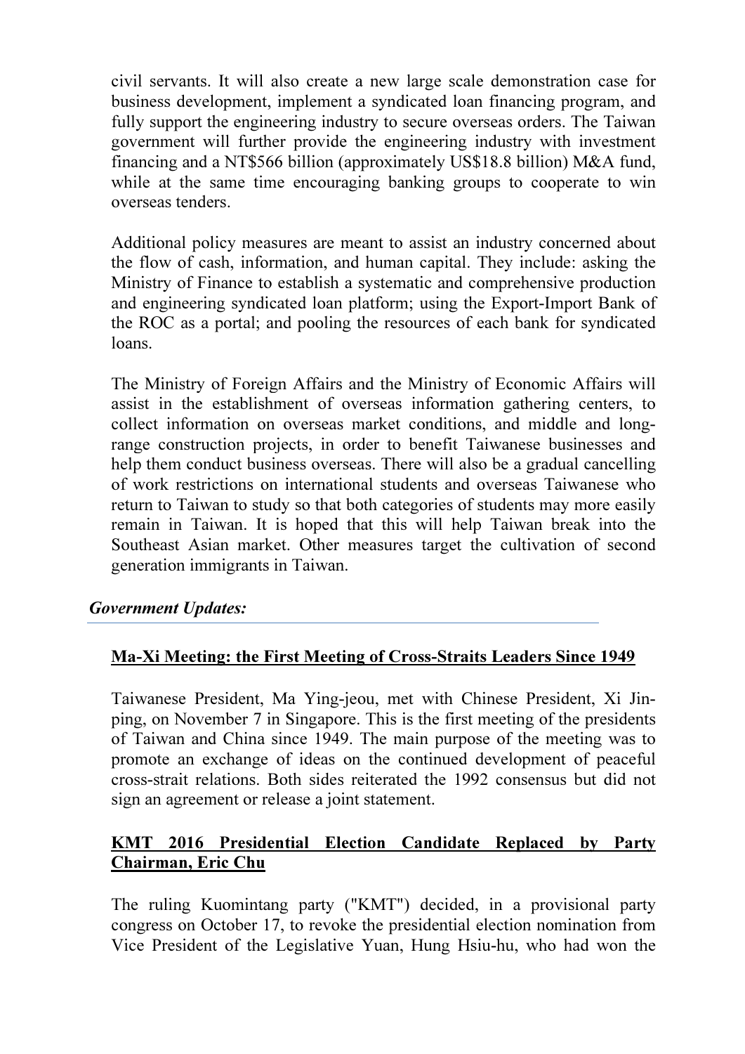civil servants. It will also create a new large scale demonstration case for business development, implement a syndicated loan financing program, and fully support the engineering industry to secure overseas orders. The Taiwan government will further provide the engineering industry with investment financing and a NT$566 billion (approximately US$18.8 billion) M&A fund, while at the same time encouraging banking groups to cooperate to win overseas tenders.

Additional policy measures are meant to assist an industry concerned about the flow of cash, information, and human capital. They include: asking the Ministry of Finance to establish a systematic and comprehensive production and engineering syndicated loan platform; using the Export-Import Bank of the ROC as a portal; and pooling the resources of each bank for syndicated loans.

The Ministry of Foreign Affairs and the Ministry of Economic Affairs will assist in the establishment of overseas information gathering centers, to collect information on overseas market conditions, and middle and long-range construction projects, in order to benefit Taiwanese businesses and help them conduct business overseas. There will also be a gradual cancelling of work restrictions on international students and overseas Taiwanese who return to Taiwan to study so that both categories of students may more easily remain in Taiwan. It is hoped that this will help Taiwan break into the Southeast Asian market. Other measures target the cultivation of second generation immigrants in Taiwan.

## *Government Updates:*

### Ma-Xi Meeting: the First Meeting of Cross-Straits Leaders Since 1949

Taiwanese President, Ma Ying-jeou, met with Chinese President, Xi Jin-ping, on November 7 in Singapore. This is the first meeting of the presidents of Taiwan and China since 1949. The main purpose of the meeting was to promote an exchange of ideas on the continued development of peaceful cross-strait relations. Both sides reiterated the 1992 consensus but did not sign an agreement or release a joint statement.

### KMT 2016 Presidential Election Candidate Replaced by Party Chairman, Eric Chu

The ruling Kuomintang party ("KMT") decided, in a provisional party congress on October 17, to revoke the presidential election nomination from Vice President of the Legislative Yuan, Hung Hsiu-hu, who had won the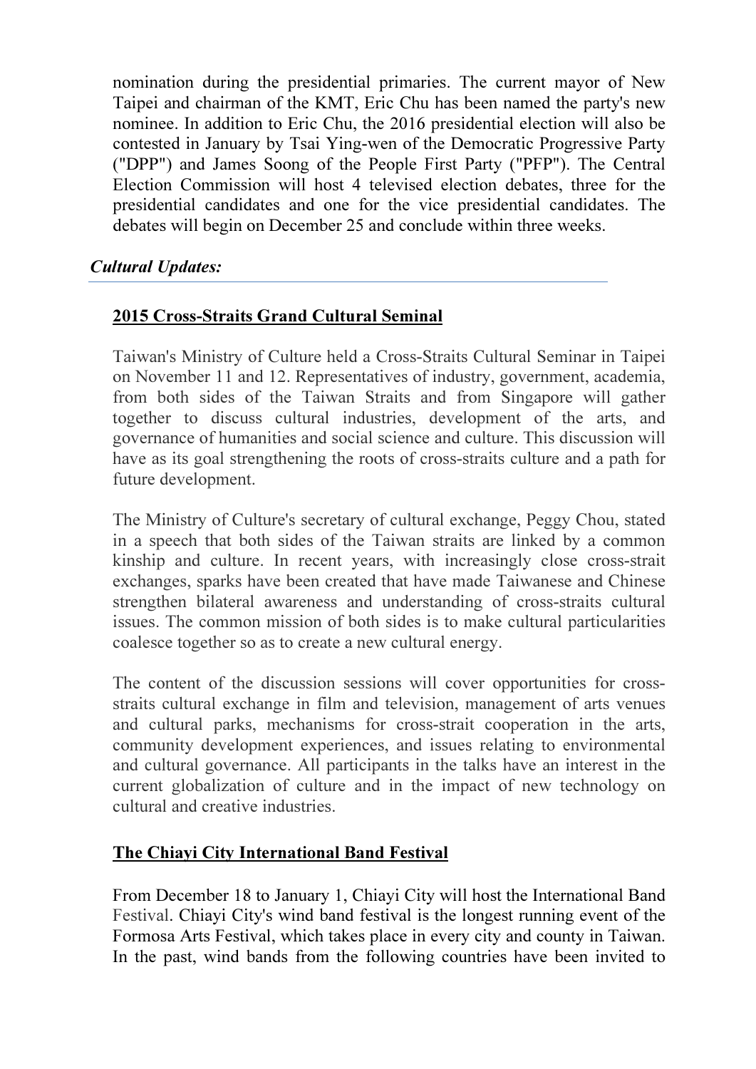nomination during the presidential primaries. The current mayor of New Taipei and chairman of the KMT, Eric Chu has been named the party's new nominee. In addition to Eric Chu, the 2016 presidential election will also be contested in January by Tsai Ying-wen of the Democratic Progressive Party ("DPP") and James Soong of the People First Party ("PFP"). The Central Election Commission will host 4 televised election debates, three for the presidential candidates and one for the vice presidential candidates. The debates will begin on December 25 and conclude within three weeks.

***Cultural Updates:***

**2015 Cross-Straits Grand Cultural Seminal**

Taiwan's Ministry of Culture held a Cross-Straits Cultural Seminar in Taipei on November 11 and 12. Representatives of industry, government, academia, from both sides of the Taiwan Straits and from Singapore will gather together to discuss cultural industries, development of the arts, and governance of humanities and social science and culture. This discussion will have as its goal strengthening the roots of cross-straits culture and a path for future development.

The Ministry of Culture's secretary of cultural exchange, Peggy Chou, stated in a speech that both sides of the Taiwan straits are linked by a common kinship and culture. In recent years, with increasingly close cross-strait exchanges, sparks have been created that have made Taiwanese and Chinese strengthen bilateral awareness and understanding of cross-straits cultural issues. The common mission of both sides is to make cultural particularities coalesce together so as to create a new cultural energy.

The content of the discussion sessions will cover opportunities for cross-straits cultural exchange in film and television, management of arts venues and cultural parks, mechanisms for cross-strait cooperation in the arts, community development experiences, and issues relating to environmental and cultural governance. All participants in the talks have an interest in the current globalization of culture and in the impact of new technology on cultural and creative industries.

**The Chiayi City International Band Festival**

From December 18 to January 1, Chiayi City will host the International Band Festival. Chiayi City's wind band festival is the longest running event of the Formosa Arts Festival, which takes place in every city and county in Taiwan. In the past, wind bands from the following countries have been invited to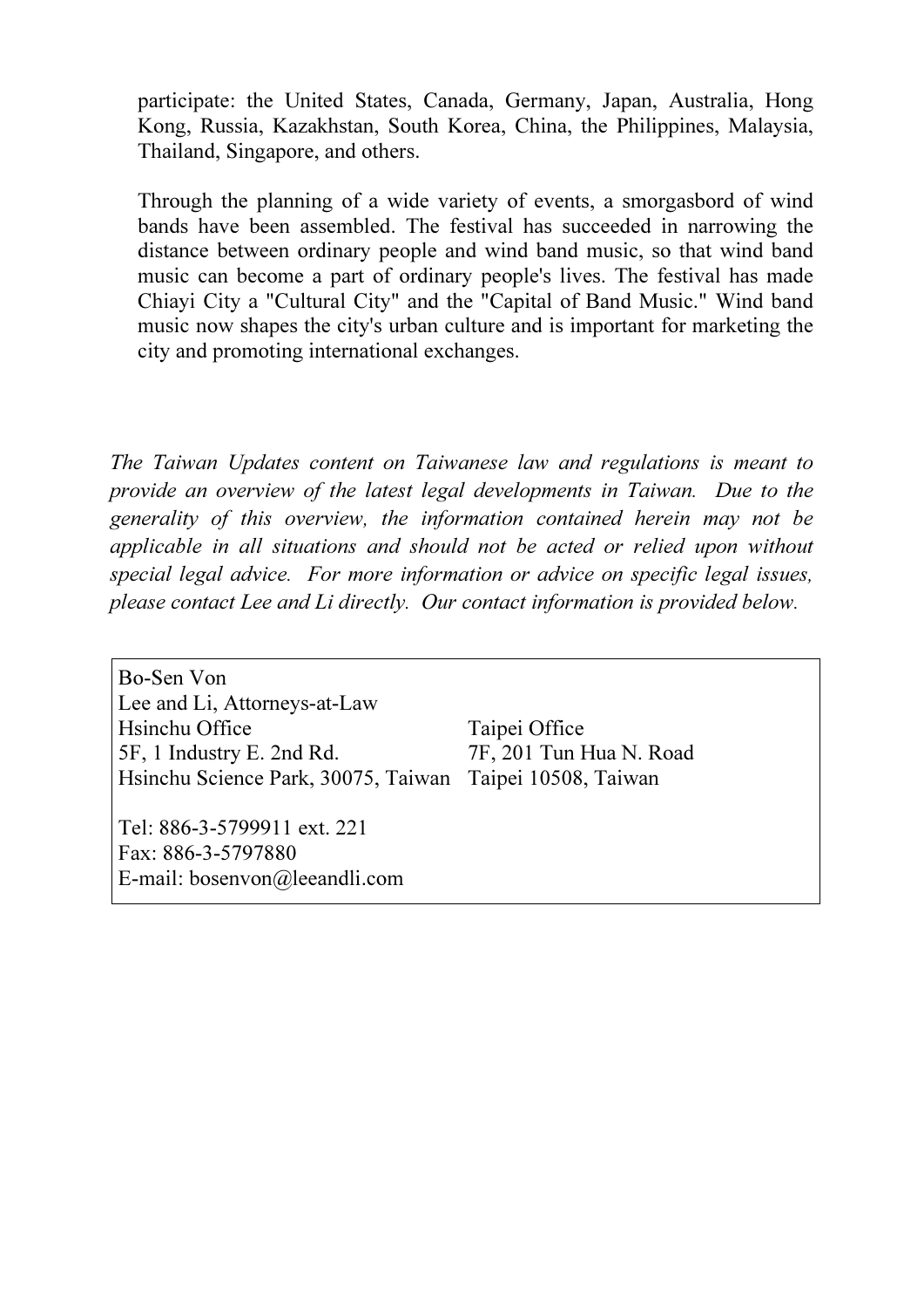participate: the United States, Canada, Germany, Japan, Australia, Hong Kong, Russia, Kazakhstan, South Korea, China, the Philippines, Malaysia, Thailand, Singapore, and others.

Through the planning of a wide variety of events, a smorgasbord of wind bands have been assembled. The festival has succeeded in narrowing the distance between ordinary people and wind band music, so that wind band music can become a part of ordinary people's lives. The festival has made Chiayi City a "Cultural City" and the "Capital of Band Music." Wind band music now shapes the city's urban culture and is important for marketing the city and promoting international exchanges.

*The Taiwan Updates content on Taiwanese law and regulations is meant to provide an overview of the latest legal developments in Taiwan. Due to the generality of this overview, the information contained herein may not be applicable in all situations and should not be acted or relied upon without special legal advice. For more information or advice on specific legal issues, please contact Lee and Li directly. Our contact information is provided below.*

Bo-Sen Von
Lee and Li, Attorneys-at-Law

| Hsinchu Office | Taipei Office |
| --- | --- |
| 5F, 1 Industry E. 2nd Rd. | 7F, 201 Tun Hua N. Road |
| Hsinchu Science Park, 30075, Taiwan | Taipei 10508, Taiwan |

Tel: 886-3-5799911 ext. 221
Fax: 886-3-5797880
E-mail: bosenvon@leeandli.com